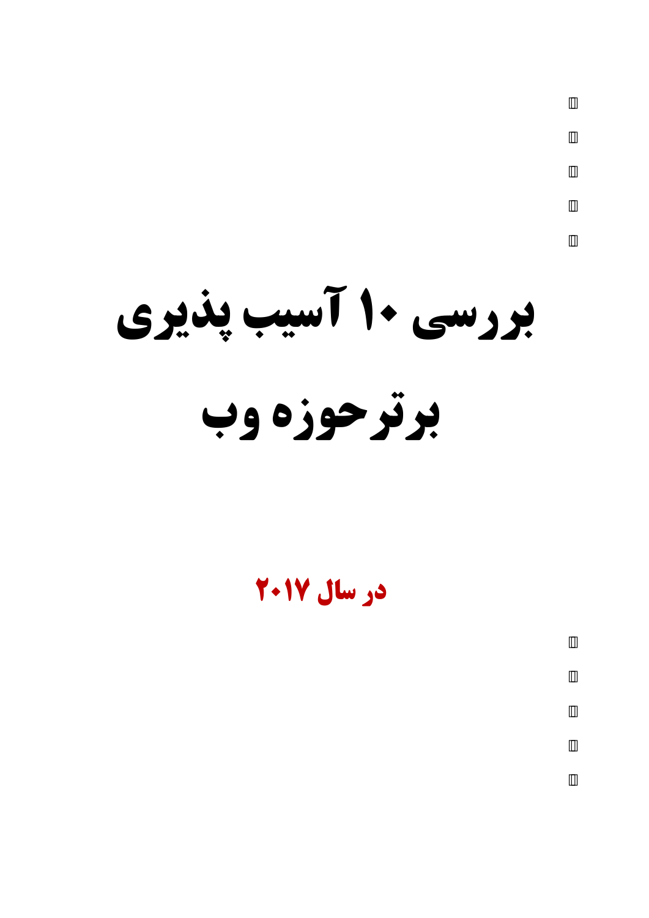# بررسی ۱۰ آسیب پذیری برتر حوزه وب

## در سال ۲۰۱۷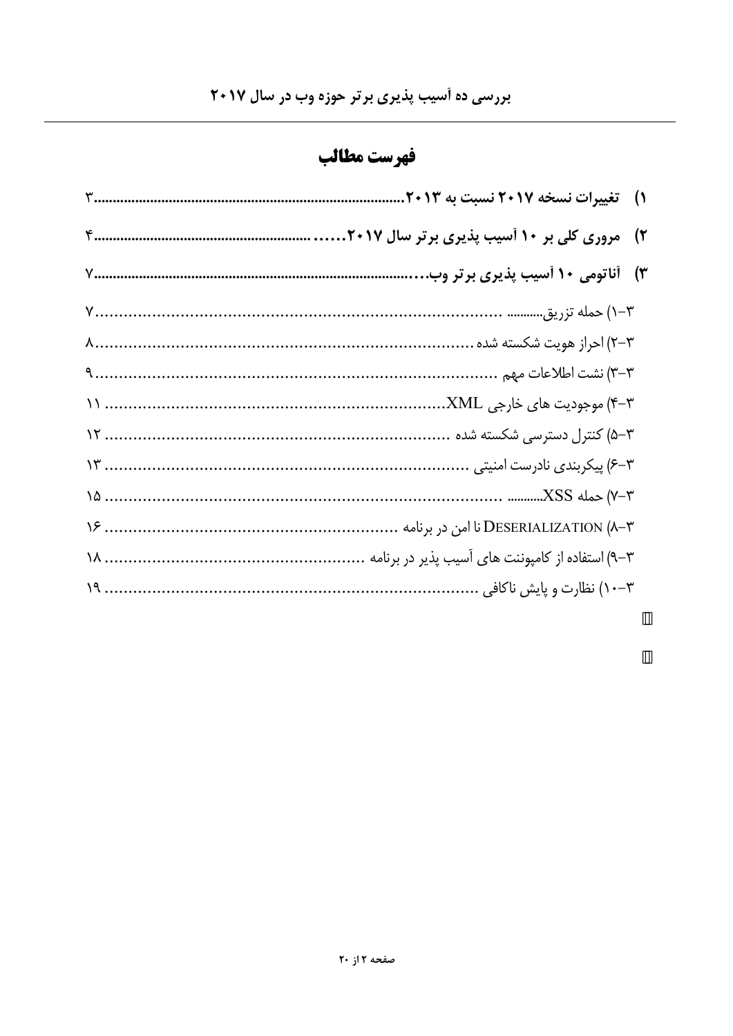# فهرست مطالب

۱) **تغییرات نسخه ۲۰۱۷ نسبت به ۲۰۱۳** ........................................ ۳

۲) **مروری کلی بر ۱۰ آسیب پذیری برتر سال ۲۰۱۷** ........................................ ۴

۳) **آناتومی ۱۰ آسیب پذیری برتر وب** ........................................ ۷

۳-۱) حمله تزریق ........................................ ۷

۳-۲) احراز هویت شکسته شده ........................................ ۸

۳-۳) نشت اطلاعات مهم ........................................ ۹

۳-۴) موجودیت های خارجی XML ........................................ ۱۱

۳-۵) کنترل دسترسی شکسته شده ........................................ ۱۲

۳-۶) پیکربندی نادرست امنیتی ........................................ ۱۳

۳-۷) حمله XSS ........................................ ۱۵

۳-۸) DESERIALIZATION نا امن در برنامه ........................................ ۱۶

۳-۹) استفاده از کامپوننت های آسیب پذیر در برنامه ........................................ ۱۸

۳-۱۰) نظارت و پایش ناکافی ........................................ ۱۹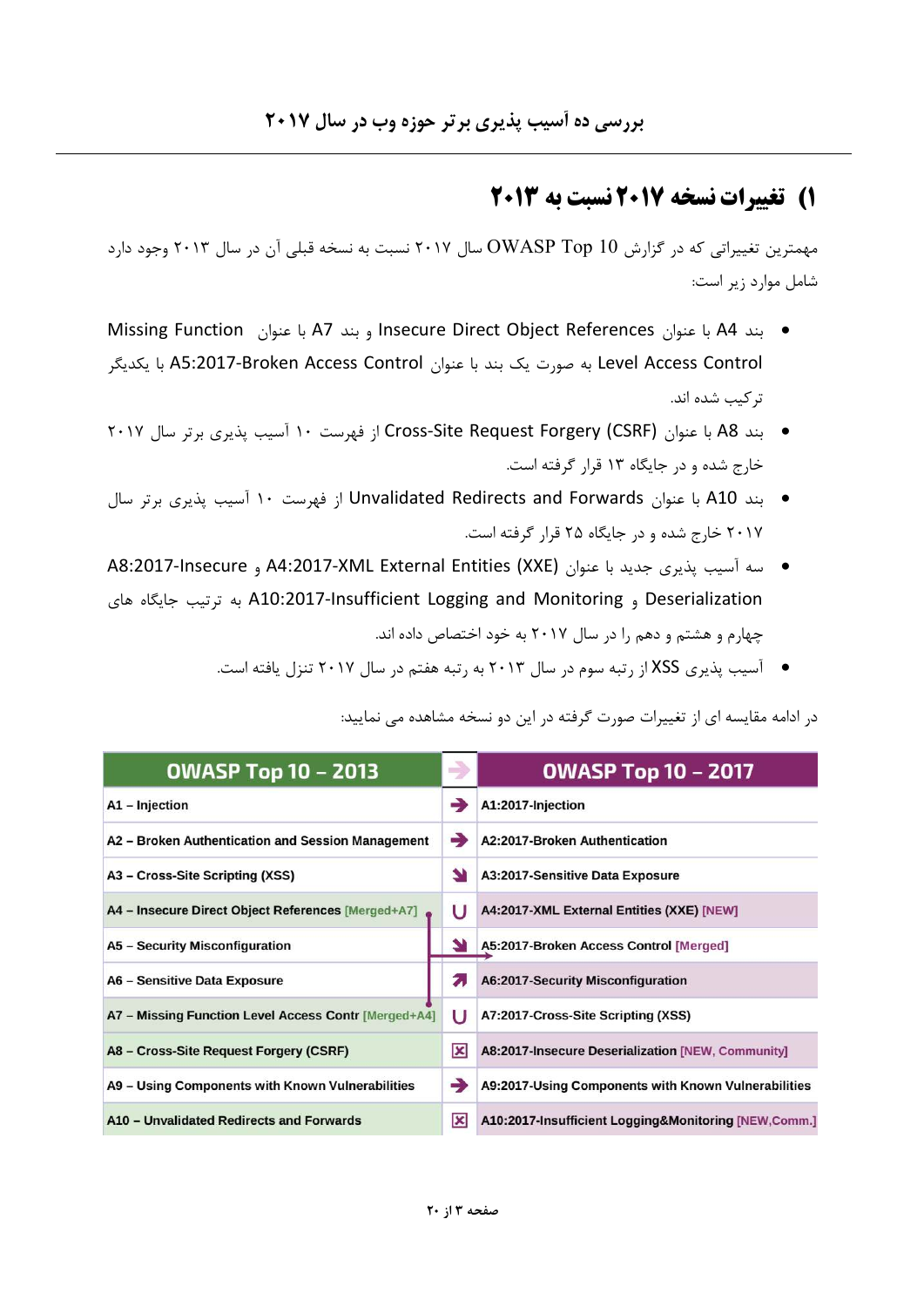بررسی ده آسیب پذیری برتر حوزه وب در سال ۲۰۱۷

## ۱) تغییرات نسخه ۲۰۱۷ نسبت به ۲۰۱۳

مهمترین تغییراتی که در گزارش OWASP Top 10 سال ۲۰۱۷ نسبت به نسخه قبلی آن در سال ۲۰۱۳ وجود دارد شامل موارد زیر است:

- بند A4 با عنوان Insecure Direct Object References و بند A7 با عنوان Missing Function Level Access Control به صورت یک بند با عنوان A5:2017-Broken Access Control با یکدیگر ترکیب شده اند.
- بند A8 با عنوان Cross-Site Request Forgery (CSRF) از فهرست ۱۰ آسیب پذیری برتر سال ۲۰۱۷ خارج شده و در جایگاه ۱۳ قرار گرفته است.
- بند A10 با عنوان Unvalidated Redirects and Forwards از فهرست ۱۰ آسیب پذیری برتر سال ۲۰۱۷ خارج شده و در جایگاه ۲۵ قرار گرفته است.
- سه آسیب پذیری جدید با عنوان A4:2017-XML External Entities (XXE) و A8:2017-Insecure Deserialization و A10:2017-Insufficient Logging and Monitoring به ترتیب جایگاه های چهارم و هشتم و دهم را در سال ۲۰۱۷ به خود اختصاص داده اند.
- آسیب پذیری XSS از رتبه سوم در سال ۲۰۱۳ به رتبه هفتم در سال ۲۰۱۷ تنزل یافته است.

در ادامه مقایسه ای از تغییرات صورت گرفته در این دو نسخه مشاهده می نمایید:

| OWASP Top 10 – 2013 | → | OWASP Top 10 – 2017 |
|---|---|---|
| A1 – Injection | → | A1:2017-Injection |
| A2 – Broken Authentication and Session Management | → | A2:2017-Broken Authentication |
| A3 – Cross-Site Scripting (XSS) | ↘ | A3:2017-Sensitive Data Exposure |
| A4 – Insecure Direct Object References [Merged+A7] | ∪ | A4:2017-XML External Entities (XXE) [NEW] |
| A5 – Security Misconfiguration | ↘ | A5:2017-Broken Access Control [Merged] |
| A6 – Sensitive Data Exposure | ↗ | A6:2017-Security Misconfiguration |
| A7 – Missing Function Level Access Contr [Merged+A4] | ∪ | A7:2017-Cross-Site Scripting (XSS) |
| A8 – Cross-Site Request Forgery (CSRF) | ☒ | A8:2017-Insecure Deserialization [NEW, Community] |
| A9 – Using Components with Known Vulnerabilities | → | A9:2017-Using Components with Known Vulnerabilities |
| A10 – Unvalidated Redirects and Forwards | ☒ | A10:2017-Insufficient Logging&Monitoring [NEW,Comm.] |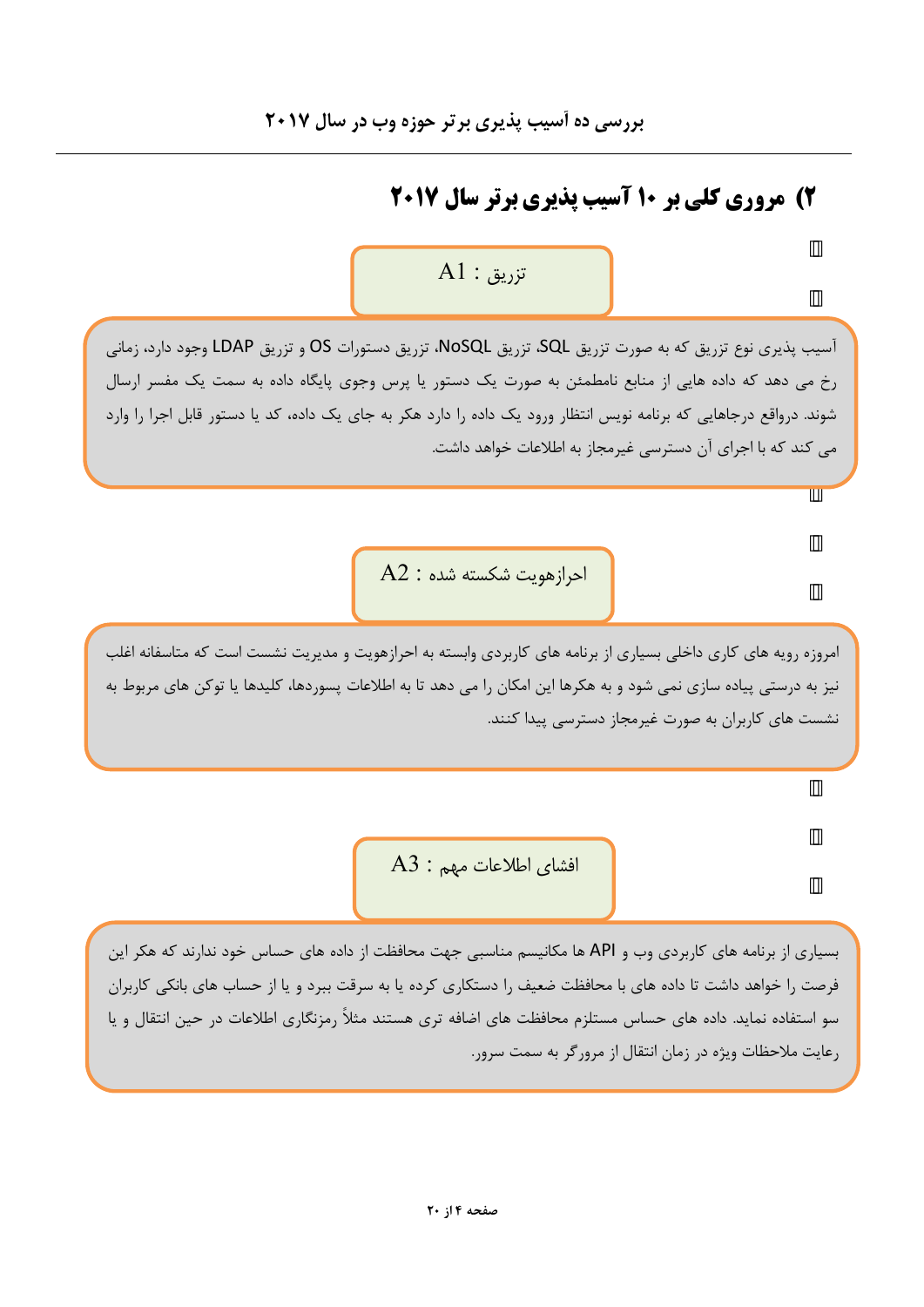## ۲) مروری کلی بر ۱۰ آسیب پذیری برتر سال ۲۰۱۷

### A1 : تزریق

آسیب پذیری نوع تزریق که به صورت تزریق SQL، تزریق NoSQL، تزریق دستورات OS و تزریق LDAP وجود دارد، زمانی رخ می دهد که داده هایی از منابع نامطمئن به صورت یک دستور یا پرس وجوی پایگاه داده به سمت یک مفسر ارسال شوند. درواقع درجاهایی که برنامه نویس انتظار ورود یک داده را دارد هکر به جای یک داده، کد یا دستور قابل اجرا را وارد می کند که با اجرای آن دسترسی غیرمجاز به اطلاعات خواهد داشت.

### A2 : احرازهویت شکسته شده

امروزه رویه های کاری داخلی بسیاری از برنامه های کاربردی وابسته به احرازهویت و مدیریت نشست است که متاسفانه اغلب نیز به درستی پیاده سازی نمی شود و به هکرها این امکان را می دهد تا به اطلاعات پسوردها، کلیدها یا توکن های مربوط به نشست های کاربران به صورت غیرمجاز دسترسی پیدا کنند.

### A3 : افشای اطلاعات مهم

بسیاری از برنامه های کاربردی وب و API ها مکانیسم مناسبی جهت محافظت از داده های حساس خود ندارند که هکر این فرصت را خواهد داشت تا داده های با محافظت ضعیف را دستکاری کرده یا به سرقت ببرد و یا از حساب های بانکی کاربران سو استفاده نماید. داده های حساس مستلزم محافظت های اضافه تری هستند مثلاً رمزنگاری اطلاعات در حین انتقال و یا رعایت ملاحظات ویژه در زمان انتقال از مرورگر به سمت سرور.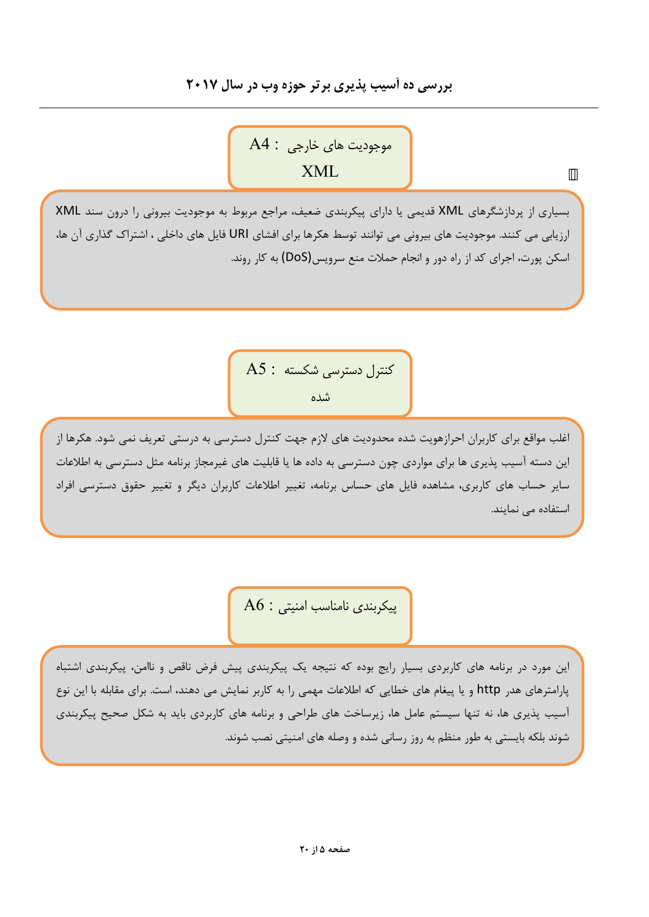## A4 : موجودیت های خارجی XML

بسیاری از پردازشگرهای XML قدیمی یا دارای پیکربندی ضعیف، مراجع مربوط به موجودیت بیرونی را درون سند XML ارزیابی می کنند. موجودیت های بیرونی می توانند توسط هکرها برای افشای URI فایل های داخلی ، اشتراک گذاری آن ها، اسکن پورت، اجرای کد از راه دور و انجام حملات منع سرویس(DoS) به کار روند.

## A5 : کنترل دسترسی شکسته شده

اغلب مواقع برای کاربران احرازهویت شده محدودیت های لازم جهت کنترل دسترسی به درستی تعریف نمی شود. هکرها از این دسته آسیب پذیری ها برای مواردی چون دسترسی به داده ها یا قابلیت های غیرمجاز برنامه مثل دسترسی به اطلاعات سایر حساب های کاربری، مشاهده فایل های حساس برنامه، تغییر اطلاعات کاربران دیگر و تغییر حقوق دسترسی افراد استفاده می نمایند.

## A6 : پیکربندی نامناسب امنیتی

این مورد در برنامه های کاربردی بسیار رایج بوده که نتیجه یک پیکربندی پیش فرض ناقص و ناامن، پیکربندی اشتباه پارامترهای هدر http و یا پیغام های خطایی که اطلاعات مهمی را به کاربر نمایش می دهند، است. برای مقابله با این نوع آسیب پذیری ها، نه تنها سیستم عامل ها، زیرساخت های طراحی و برنامه های کاربردی باید به شکل صحیح پیکربندی شوند بلکه بایستی به طور منظم به روز رسانی شده و وصله های امنیتی نصب شوند.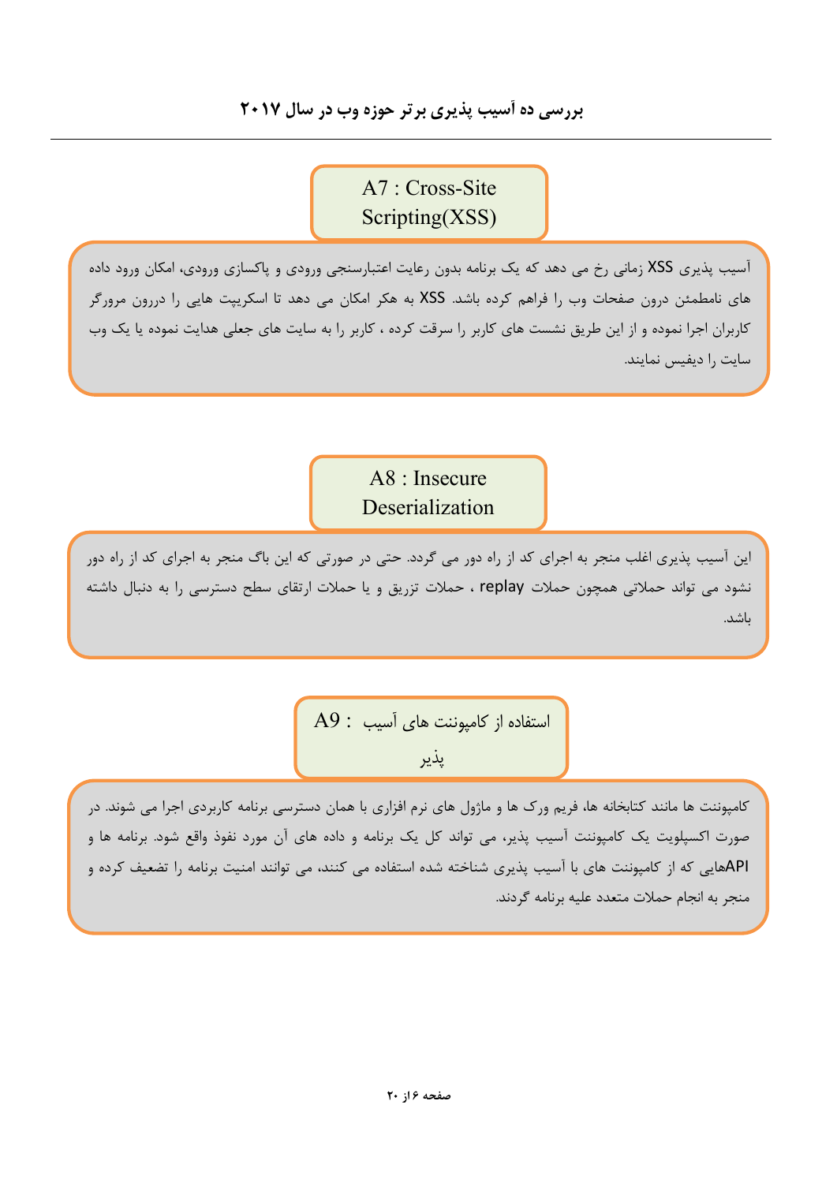## A7 : Cross-Site Scripting(XSS)

آسیب پذیری XSS زمانی رخ می دهد که یک برنامه بدون رعایت اعتبارسنجی ورودی و پاکسازی ورودی، امکان ورود داده های نامطمئن درون صفحات وب را فراهم کرده باشد. XSS به هکر امکان می دهد تا اسکریپت هایی را دررون مرورگر کاربران اجرا نموده و از این طریق نشست های کاربر را سرقت کرده ، کاربر را به سایت های جعلی هدایت نموده یا یک وب سایت را دیفیس نمایند.

## A8 : Insecure Deserialization

این آسیب پذیری اغلب منجر به اجرای کد از راه دور می گردد. حتی در صورتی که این باگ منجر به اجرای کد از راه دور نشود می تواند حملاتی همچون حملات replay ، حملات تزریق و یا حملات ارتقای سطح دسترسی را به دنبال داشته باشد.

## A9 : استفاده از کامپوننت های آسیب پذیر

کامپوننت ها مانند کتابخانه ها، فریم ورک ها و ماژول های نرم افزاری با همان دسترسی برنامه کاربردی اجرا می شوند. در صورت اکسپلویت یک کامپوننت آسیب پذیر، می تواند کل یک برنامه و داده های آن مورد نفوذ واقع شود. برنامه ها و APIهایی که از کامپوننت های با آسیب پذیری شناخته شده استفاده می کنند، می توانند امنیت برنامه را تضعیف کرده و منجر به انجام حملات متعدد علیه برنامه گردند.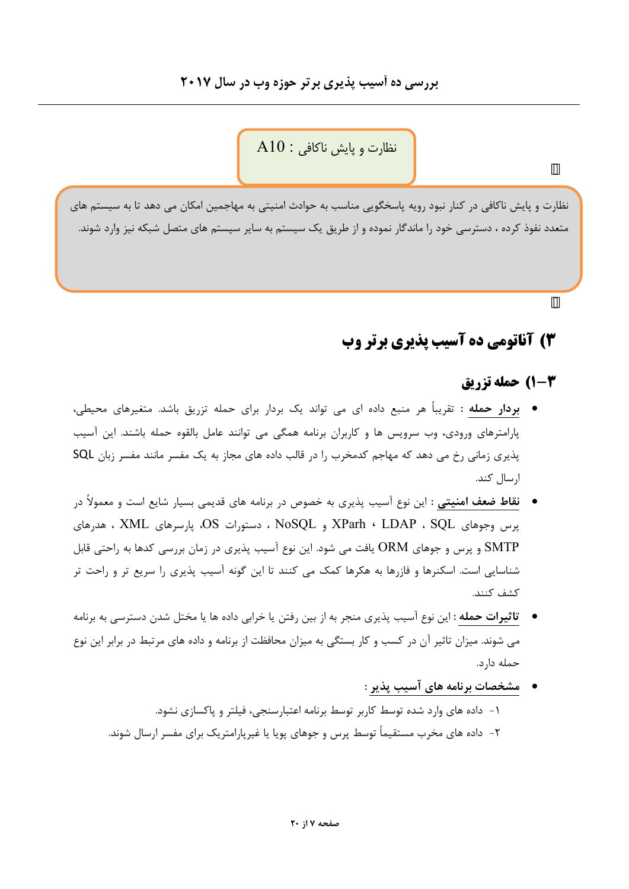**نظارت و پایش ناکافی : A10**

نظارت و پایش ناکافی در کنار نبود رویه پاسخگویی مناسب به حوادث امنیتی به مهاجمین امکان می دهد تا به سیستم های متعدد نفوذ کرده ، دسترسی خود را ماندگار نموده و از طریق یک سیستم به سایر سیستم های متصل شبکه نیز وارد شوند.

# ۳) آناتومی ده آسیب پذیری برتر وب

## ۳-۱) حمله تزریق

- **بردار حمله** : تقریباً هر منبع داده ای می تواند یک بردار برای حمله تزریق باشد. متغیرهای محیطی، پارامترهای ورودی، وب سرویس ها و کاربران برنامه همگی می توانند عامل بالقوه حمله باشند. این آسیب پذیری زمانی رخ می دهد که مهاجم کدمخرب را در قالب داده های مجاز به یک مفسر مانند مفسر زبان SQL ارسال کند.
- **نقاط ضعف امنیتی** : این نوع آسیب پذیری به خصوص در برنامه های قدیمی بسیار شایع است و معمولاً در پرس وجوهای SQL ، LDAP ، XParh و NoSQL ، دستورات OS، پارسرهای XML ، هدرهای SMTP و پرس و جوهای ORM یافت می شود. این نوع آسیب پذیری در زمان بررسی کدها به راحتی قابل شناسایی است. اسکنرها و فازرها به هکرها کمک می کنند تا این گونه آسیب پذیری را سریع تر و راحت تر کشف کنند.
- **تاثیرات حمله** : این نوع آسیب پذیری منجر به از بین رفتن یا خرابی داده ها یا مختل شدن دسترسی به برنامه می شوند. میزان تاثیر آن در کسب و کار بستگی به میزان محافظت از برنامه و داده های مرتبط در برابر این نوع حمله دارد.
- **مشخصات برنامه های آسیب پذیر** :
  ۱- داده های وارد شده توسط کاربر توسط برنامه اعتبارسنجی، فیلتر و پاکسازی نشود.
  ۲- داده های مخرب مستقیماً توسط پرس و جوهای پویا یا غیرپارامتریک برای مفسر ارسال شوند.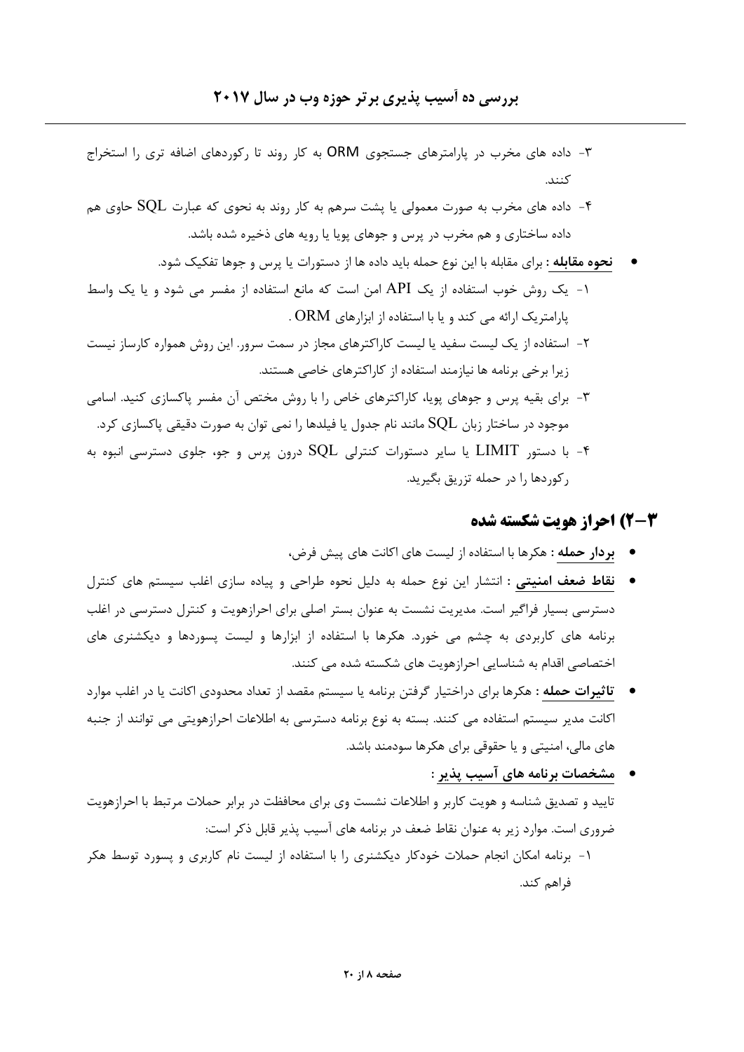۳- داده های مخرب در پارامترهای جستجوی ORM به کار روند تا رکوردهای اضافه تری را استخراج کنند.

۴- داده های مخرب به صورت معمولی یا پشت سرهم به کار روند به نحوی که عبارت SQL حاوی هم داده ساختاری و هم مخرب در پرس و جوهای پویا یا رویه های ذخیره شده باشد.

- **نحوه مقابله** : برای مقابله با این نوع حمله باید داده ها از دستورات یا پرس و جوها تفکیک شود.

۱- یک روش خوب استفاده از یک API امن است که مانع استفاده از مفسر می شود و یا یک واسط پارامتریک ارائه می کند و یا با استفاده از ابزارهای ORM .

۲- استفاده از یک لیست سفید یا لیست کاراکترهای مجاز در سمت سرور. این روش همواره کارساز نیست زیرا برخی برنامه ها نیازمند استفاده از کاراکترهای خاصی هستند.

۳- برای بقیه پرس و جوهای پویا، کاراکترهای خاص را با روش مختص آن مفسر پاکسازی کنید. اسامی موجود در ساختار زبان SQL مانند نام جدول یا فیلدها را نمی توان به صورت دقیقی پاکسازی کرد.

۴- با دستور LIMIT یا سایر دستورات کنترلی SQL درون پرس و جو، جلوی دسترسی انبوه به رکوردها را در حمله تزریق بگیرید.

## ۳-۲) احراز هویت شکسته شده

- **بردار حمله** : هکرها با استفاده از لیست های اکانت های پیش فرض،
- **نقاط ضعف امنیتی** : انتشار این نوع حمله به دلیل نحوه طراحی و پیاده سازی اغلب سیستم های کنترل دسترسی بسیار فراگیر است. مدیریت نشست به عنوان بستر اصلی برای احرازهویت و کنترل دسترسی در اغلب برنامه های کاربردی به چشم می خورد. هکرها با استفاده از ابزارها و لیست پسوردها و دیکشنری های اختصاصی اقدام به شناسایی احرازهویت های شکسته شده می کنند.
- **تاثیرات حمله** : هکرها برای دراختیار گرفتن برنامه یا سیستم مقصد از تعداد محدودی اکانت یا در اغلب موارد اکانت مدیر سیستم استفاده می کنند. بسته به نوع برنامه دسترسی به اطلاعات احرازهویتی می توانند از جنبه های مالی، امنیتی و یا حقوقی برای هکرها سودمند باشد.
- **مشخصات برنامه های آسیب پذیر** :

تایید و تصدیق شناسه و هویت کاربر و اطلاعات نشست وی برای محافظت در برابر حملات مرتبط با احرازهویت ضروری است. موارد زیر به عنوان نقاط ضعف در برنامه های آسیب پذیر قابل ذکر است:

۱- برنامه امکان انجام حملات خودکار دیکشنری را با استفاده از لیست نام کاربری و پسورد توسط هکر فراهم کند.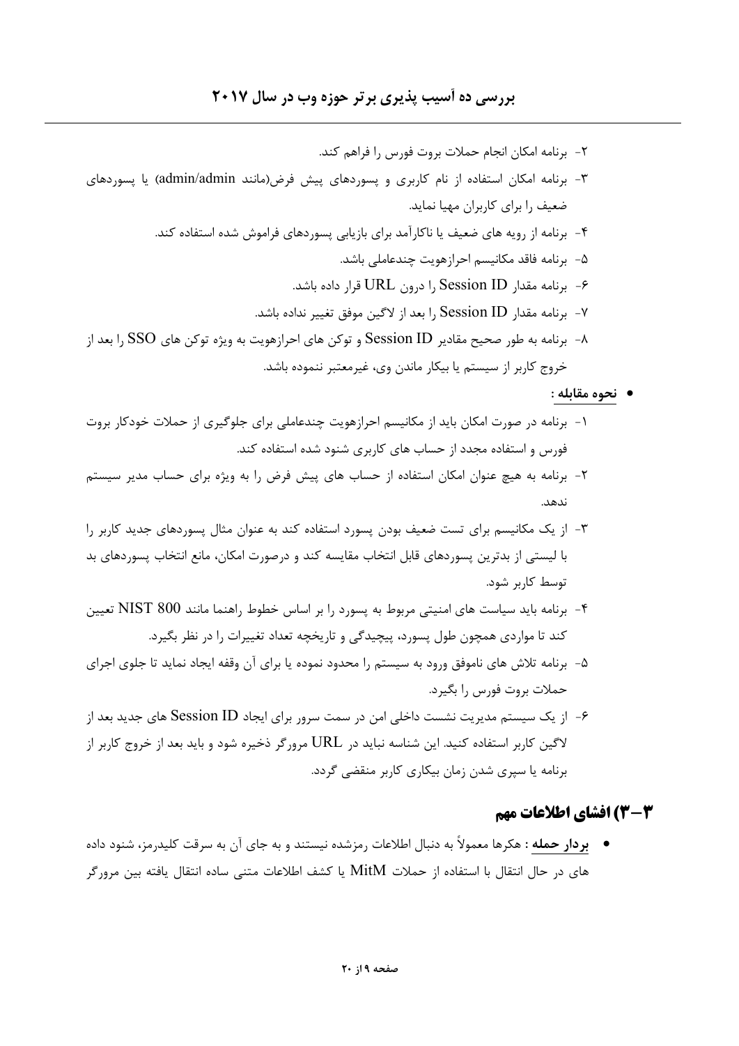۲- برنامه امکان انجام حملات بروت فورس را فراهم کند.

۳- برنامه امکان استفاده از نام کاربری و پسوردهای پیش فرض(مانند admin/admin) یا پسوردهای ضعیف را برای کاربران مهیا نماید.

۴- برنامه از رویه های ضعیف یا ناکارآمد برای بازیابی پسوردهای فراموش شده استفاده کند.

۵- برنامه فاقد مکانیسم احرازهویت چندعاملی باشد.

۶- برنامه مقدار Session ID را درون URL قرار داده باشد.

۷- برنامه مقدار Session ID را بعد از لاگین موفق تغییر نداده باشد.

۸- برنامه به طور صحیح مقادیر Session ID و توکن های احرازهویت به ویژه توکن های SSO را بعد از خروج کاربر از سیستم یا بیکار ماندن وی، غیرمعتبر ننموده باشد.

- **نحوه مقابله :**

۱- برنامه در صورت امکان باید از مکانیسم احرازهویت چندعاملی برای جلوگیری از حملات خودکار بروت فورس و استفاده مجدد از حساب های کاربری شنود شده استفاده کند.

۲- برنامه به هیچ عنوان امکان استفاده از حساب های پیش فرض را به ویژه برای حساب مدیر سیستم ندهد.

۳- از یک مکانیسم برای تست ضعیف بودن پسورد استفاده کند به عنوان مثال پسوردهای جدید کاربر را با لیستی از بدترین پسوردهای قابل انتخاب مقایسه کند و درصورت امکان، مانع انتخاب پسوردهای بد توسط کاربر شود.

۴- برنامه باید سیاست های امنیتی مربوط به پسورد را بر اساس خطوط راهنما مانند NIST 800 تعیین کند تا مواردی همچون طول پسورد، پیچیدگی و تاریخچه تعداد تغییرات را در نظر بگیرد.

۵- برنامه تلاش های ناموفق ورود به سیستم را محدود نموده یا برای آن وقفه ایجاد نماید تا جلوی اجرای حملات بروت فورس را بگیرد.

۶- از یک سیستم مدیریت نشست داخلی امن در سمت سرور برای ایجاد Session ID های جدید بعد از لاگین کاربر استفاده کنید. این شناسه نباید در URL مرورگر ذخیره شود و باید بعد از خروج کاربر از برنامه یا سپری شدن زمان بیکاری کاربر منقضی گردد.

## ۳-۳) افشای اطلاعات مهم

- **بردار حمله :** هکرها معمولاً به دنبال اطلاعات رمزشده نیستند و به جای آن به سرقت کلیدرمز، شنود داده های در حال انتقال با استفاده از حملات MitM یا کشف اطلاعات متنی ساده انتقال یافته بین مرورگر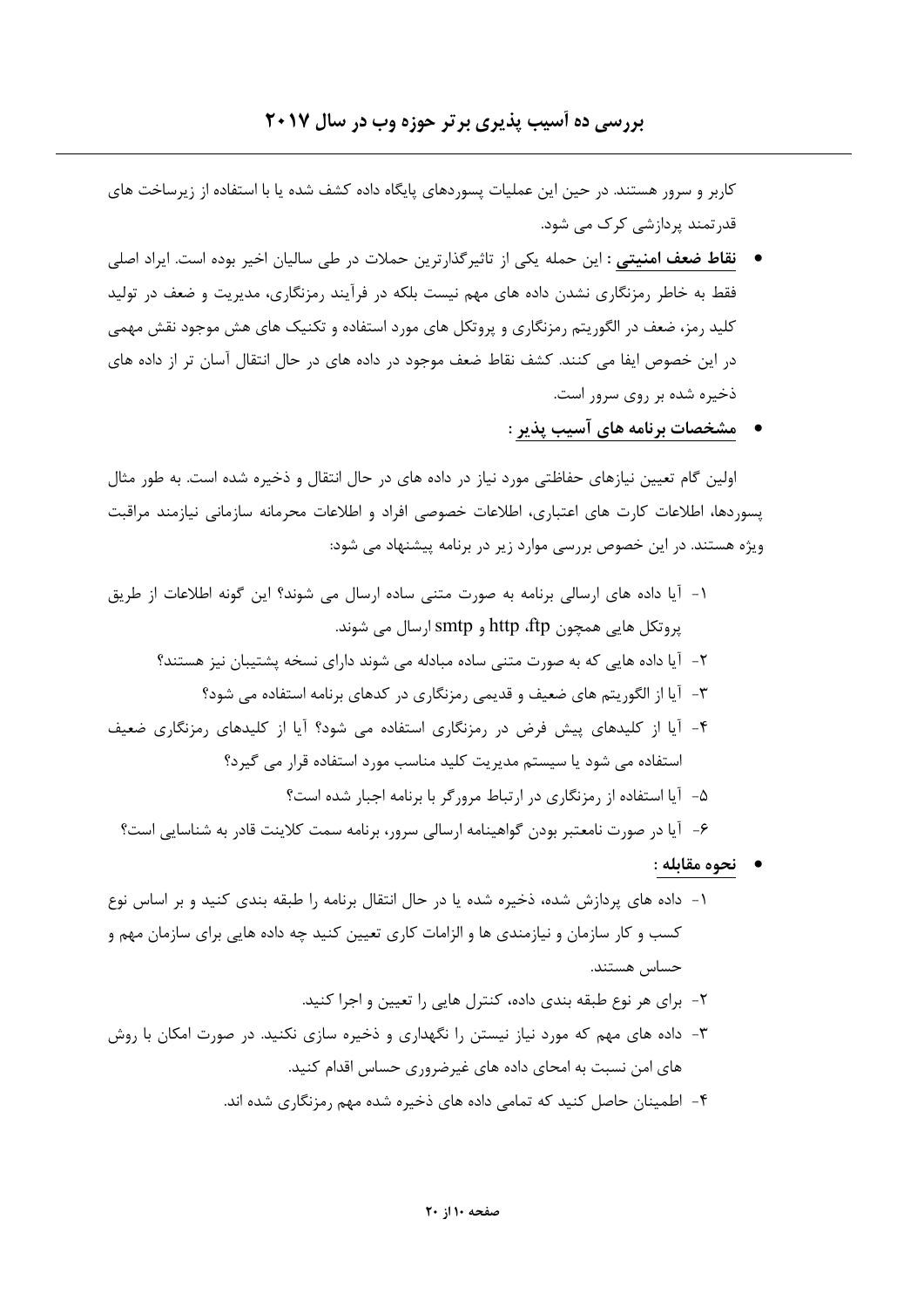کاربر و سرور هستند. در حین این عملیات پسوردهای پایگاه داده کشف شده یا با استفاده از زیرساخت های قدرتمند پردازشی کرک می شود.

- **نقاط ضعف امنیتی** : این حمله یکی از تاثیرگذارترین حملات در طی سالیان اخیر بوده است. ایراد اصلی فقط به خاطر رمزنگاری نشدن داده های مهم نیست بلکه در فرآیند رمزنگاری، مدیریت و ضعف در تولید کلید رمز، ضعف در الگوریتم رمزنگاری و پروتکل های مورد استفاده و تکنیک های هش موجود نقش مهمی در این خصوص ایفا می کنند. کشف نقاط ضعف موجود در داده های در حال انتقال آسان تر از داده های ذخیره شده بر روی سرور است.

- **مشخصات برنامه های آسیب پذیر** :

اولین گام تعیین نیازهای حفاظتی مورد نیاز در داده های در حال انتقال و ذخیره شده است. به طور مثال پسوردها، اطلاعات کارت های اعتباری، اطلاعات خصوصی افراد و اطلاعات محرمانه سازمانی نیازمند مراقبت ویژه هستند. در این خصوص بررسی موارد زیر در برنامه پیشنهاد می شود:

۱- آیا داده های ارسالی برنامه به صورت متنی ساده ارسال می شوند؟ این گونه اطلاعات از طریق پروتکل هایی همچون http ،ftp و smtp ارسال می شوند.

۲- آیا داده هایی که به صورت متنی ساده مبادله می شوند دارای نسخه پشتیبان نیز هستند؟

۳- آیا از الگوریتم های ضعیف و قدیمی رمزنگاری در کدهای برنامه استفاده می شود؟

۴- آیا از کلیدهای پیش فرض در رمزنگاری استفاده می شود؟ آیا از کلیدهای رمزنگاری ضعیف استفاده می شود یا سیستم مدیریت کلید مناسب مورد استفاده قرار می گیرد؟

۵- آیا استفاده از رمزنگاری در ارتباط مرورگر با برنامه اجبار شده است؟

۶- آیا در صورت نامعتبر بودن گواهینامه ارسالی سرور، برنامه سمت کلاینت قادر به شناسایی است؟

- **نحوه مقابله** :

۱- داده های پردازش شده، ذخیره شده یا در حال انتقال برنامه را طبقه بندی کنید و بر اساس نوع کسب و کار سازمان و نیازمندی ها و الزامات کاری تعیین کنید چه داده هایی برای سازمان مهم و حساس هستند.

۲- برای هر نوع طبقه بندی داده، کنترل هایی را تعیین و اجرا کنید.

۳- داده های مهم که مورد نیاز نیستن را نگهداری و ذخیره سازی نکنید. در صورت امکان با روش های امن نسبت به امحای داده های غیرضروری حساس اقدام کنید.

۴- اطمینان حاصل کنید که تمامی داده های ذخیره شده مهم رمزنگاری شده اند.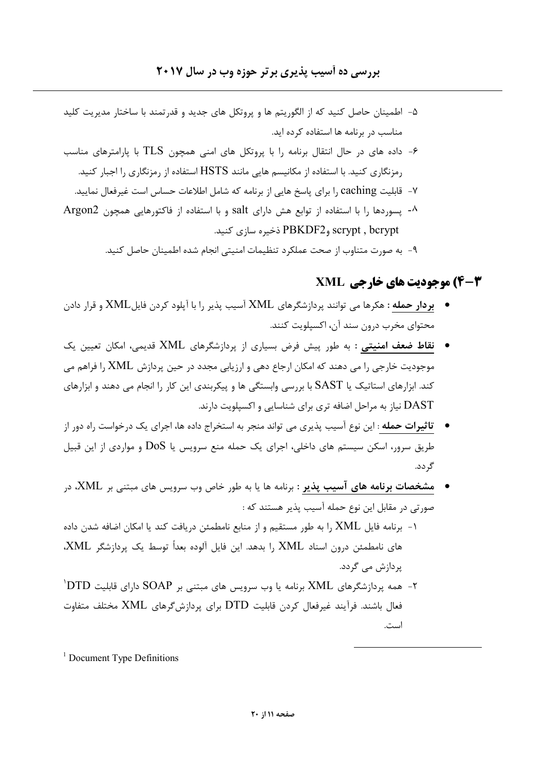۵- اطمینان حاصل کنید که از الگوریتم ها و پروتکل های جدید و قدرتمند با ساختار مدیریت کلید مناسب در برنامه ها استفاده کرده اید.

۶- داده های در حال انتقال برنامه را با پروتکل های امنی همچون TLS با پارامترهای مناسب رمزنگاری کنید. با استفاده از مکانیسم هایی مانند HSTS استفاده از رمزنگاری را اجبار کنید.

۷- قابلیت caching را برای پاسخ هایی از برنامه که شامل اطلاعات حساس است غیرفعال نمایید.

۸- پسوردها را با استفاده از توابع هش دارای salt و با استفاده از فاکتورهایی همچون Argon2 scrypt , bcrypt وPBKDF2 ذخیره سازی کنید.

۹- به صورت متناوب از صحت عملکرد تنظیمات امنیتی انجام شده اطمینان حاصل کنید.

## ۳-۴) موجودیت های خارجی XML

- **بردار حمله** : هکرها می توانند پردازشگرهای XML آسیب پذیر را با آپلود کردن فایلXML و قرار دادن محتوای مخرب درون سند آن، اکسپلویت کنند.
- **نقاط ضعف امنیتی** : به طور پیش فرض بسیاری از پردازشگرهای XML قدیمی، امکان تعیین یک موجودیت خارجی را می دهند که امکان ارجاع دهی و ارزیابی مجدد در حین پردازش XML را فراهم می کند. ابزارهای استاتیک یا SAST با بررسی وابستگی ها و پیکربندی این کار را انجام می دهند و ابزارهای DAST نیاز به مراحل اضافه تری برای شناسایی و اکسپلویت دارند.
- **تاثیرات حمله** : این نوع آسیب پذیری می تواند منجر به استخراج داده ها، اجرای یک درخواست راه دور از طریق سرور، اسکن سیستم های داخلی، اجرای یک حمله منع سرویس یا DoS و مواردی از این قبیل گردد.
- **مشخصات برنامه های آسیب پذیر** : برنامه ها یا به طور خاص وب سرویس های مبتنی بر XML، در صورتی در مقابل این نوع حمله آسیب پذیر هستند که :

۱- برنامه فایل XML را به طور مستقیم و از منابع نامطمئن دریافت کند یا امکان اضافه شدن داده های نامطمئن درون اسناد XML را بدهد. این فایل آلوده بعداً توسط یک پردازشگر XML، پردازش می گردد.

۲- همه پردازشگرهای XML برنامه یا وب سرویس های مبتنی بر SOAP دارای قابلیت DTD[1] فعال باشند. فرآیند غیرفعال کردن قابلیت DTD برای پردازش‌گرهای XML مختلف متفاوت است.

---

[1] Document Type Definitions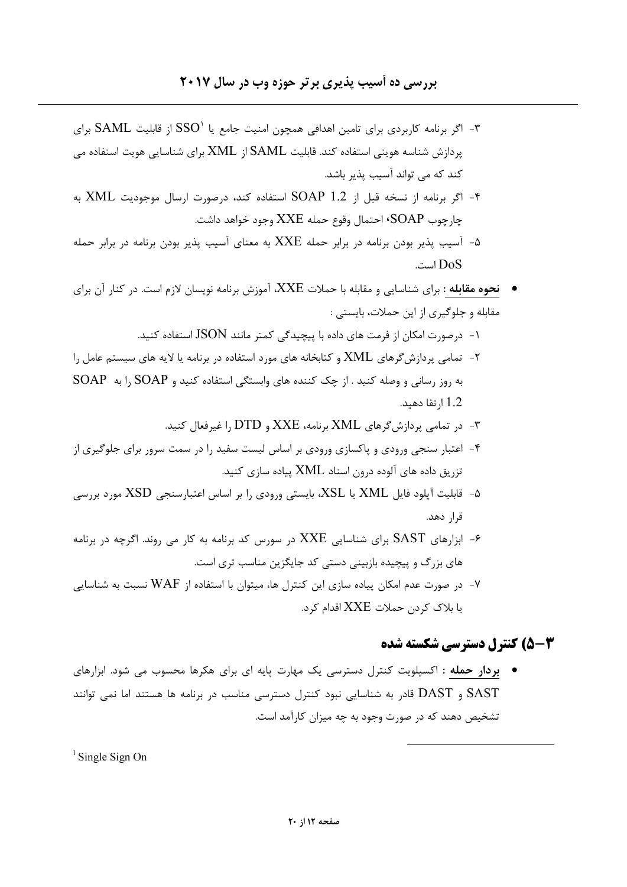۳- اگر برنامه کاربردی برای تامین اهدافی همچون امنیت جامع یا SSO[1] از قابلیت SAML برای پردازش شناسه هویتی استفاده کند. قابلیت SAML از XML برای شناسایی هویت استفاده می کند که می تواند آسیب پذیر باشد.

۴- اگر برنامه از نسخه قبل از SOAP 1.2 استفاده کند، درصورت ارسال موجودیت XML به چارچوب SOAP، احتمال وقوع حمله XXE وجود خواهد داشت.

۵- آسیب پذیر بودن برنامه در برابر حمله XXE به معنای آسیب پذیر بودن برنامه در برابر حمله DoS است.

- **نحوه مقابله :** برای شناسایی و مقابله با حملات XXE، آموزش برنامه نویسان لازم است. در کنار آن برای مقابله و جلوگیری از این حملات، بایستی :

۱- درصورت امکان از فرمت های داده با پیچیدگی کمتر مانند JSON استفاده کنید.

۲- تمامی پردازش‌گرهای XML و کتابخانه های مورد استفاده در برنامه یا لایه های سیستم عامل را به روز رسانی و وصله کنید . از چک کننده های وابستگی استفاده کنید و SOAP را به SOAP 1.2 ارتقا دهید.

۳- در تمامی پردازش‌گرهای XML برنامه، XXE و DTD را غیرفعال کنید.

۴- اعتبار سنجی ورودی و پاکسازی ورودی بر اساس لیست سفید را در سمت سرور برای جلوگیری از تزریق داده های آلوده درون اسناد XML پیاده سازی کنید.

۵- قابلیت آپلود فایل XML یا XSL، بایستی ورودی را بر اساس اعتبارسنجی XSD مورد بررسی قرار دهد.

۶- ابزارهای SAST برای شناسایی XXE در سورس کد برنامه به کار می روند. اگرچه در برنامه های بزرگ و پیچیده بازبینی دستی کد جایگزین مناسب تری است.

۷- در صورت عدم امکان پیاده سازی این کنترل ها، میتوان با استفاده از WAF نسبت به شناسایی یا بلاک کردن حملات XXE اقدام کرد.

## ۳-۵) کنترل دسترسی شکسته شده

- **بردار حمله :** اکسپلویت کنترل دسترسی یک مهارت پایه ای برای هکرها محسوب می شود. ابزارهای SAST و DAST قادر به شناسایی نبود کنترل دسترسی مناسب در برنامه ها هستند اما نمی توانند تشخیص دهند که در صورت وجود به چه میزان کارآمد است.

---

[1] Single Sign On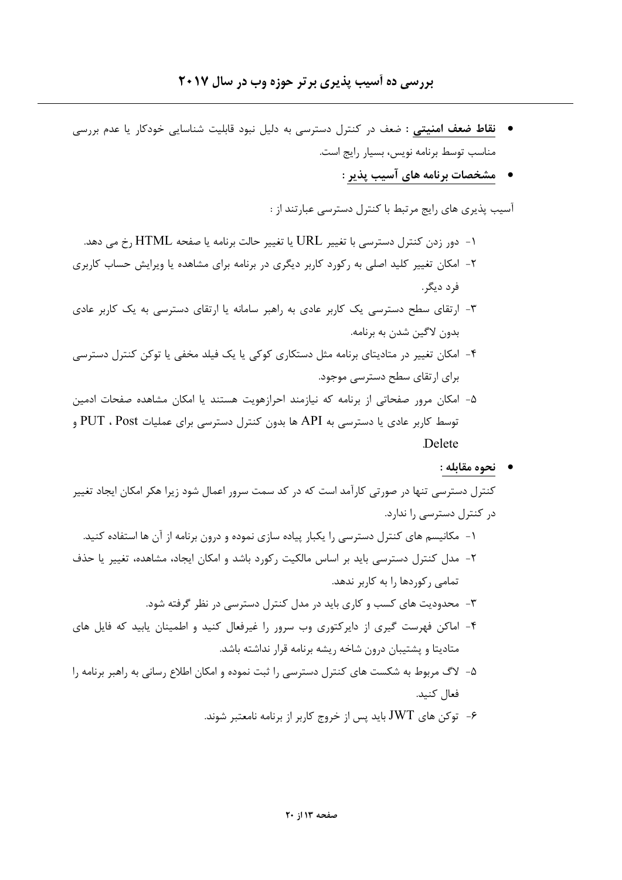- **نقاط ضعف امنیتی** : ضعف در کنترل دسترسی به دلیل نبود قابلیت شناسایی خودکار یا عدم بررسی مناسب توسط برنامه نویس، بسیار رایج است.
- **مشخصات برنامه های آسیب پذیر** :

آسیب پذیری های رایج مرتبط با کنترل دسترسی عبارتند از :

۱- دور زدن کنترل دسترسی با تغییر URL یا تغییر حالت برنامه یا صفحه HTML رخ می دهد.

۲- امکان تغییر کلید اصلی به رکورد کاربر دیگری در برنامه برای مشاهده یا ویرایش حساب کاربری فرد دیگر.

۳- ارتقای سطح دسترسی یک کاربر عادی به راهبر سامانه یا ارتقای دسترسی به یک کاربر عادی بدون لاگین شدن به برنامه.

۴- امکان تغییر در متادیتای برنامه مثل دستکاری کوکی یا یک فیلد مخفی یا توکن کنترل دسترسی برای ارتقای سطح دسترسی موجود.

۵- امکان مرور صفحاتی از برنامه که نیازمند احرازهویت هستند یا امکان مشاهده صفحات ادمین توسط کاربر عادی یا دسترسی به API ها بدون کنترل دسترسی برای عملیات PUT ، Post و Delete.

- **نحوه مقابله** :

کنترل دسترسی تنها در صورتی کارآمد است که در کد سمت سرور اعمال شود زیرا هکر امکان ایجاد تغییر در کنترل دسترسی را ندارد.

۱- مکانیسم های کنترل دسترسی را یکبار پیاده سازی نموده و درون برنامه از آن ها استفاده کنید.

۲- مدل کنترل دسترسی باید بر اساس مالکیت رکورد باشد و امکان ایجاد، مشاهده، تغییر یا حذف تمامی رکوردها را به کاربر ندهد.

۳- محدودیت های کسب و کاری باید در مدل کنترل دسترسی در نظر گرفته شود.

۴- اماکن فهرست گیری از دایرکتوری وب سرور را غیرفعال کنید و اطمینان یابید که فایل های متادیتا و پشتیبان درون شاخه ریشه برنامه قرار نداشته باشد.

۵- لاگ مربوط به شکست های کنترل دسترسی را ثبت نموده و امکان اطلاع رسانی به راهبر برنامه را فعال کنید.

۶- توکن های JWT باید پس از خروج کاربر از برنامه نامعتبر شوند.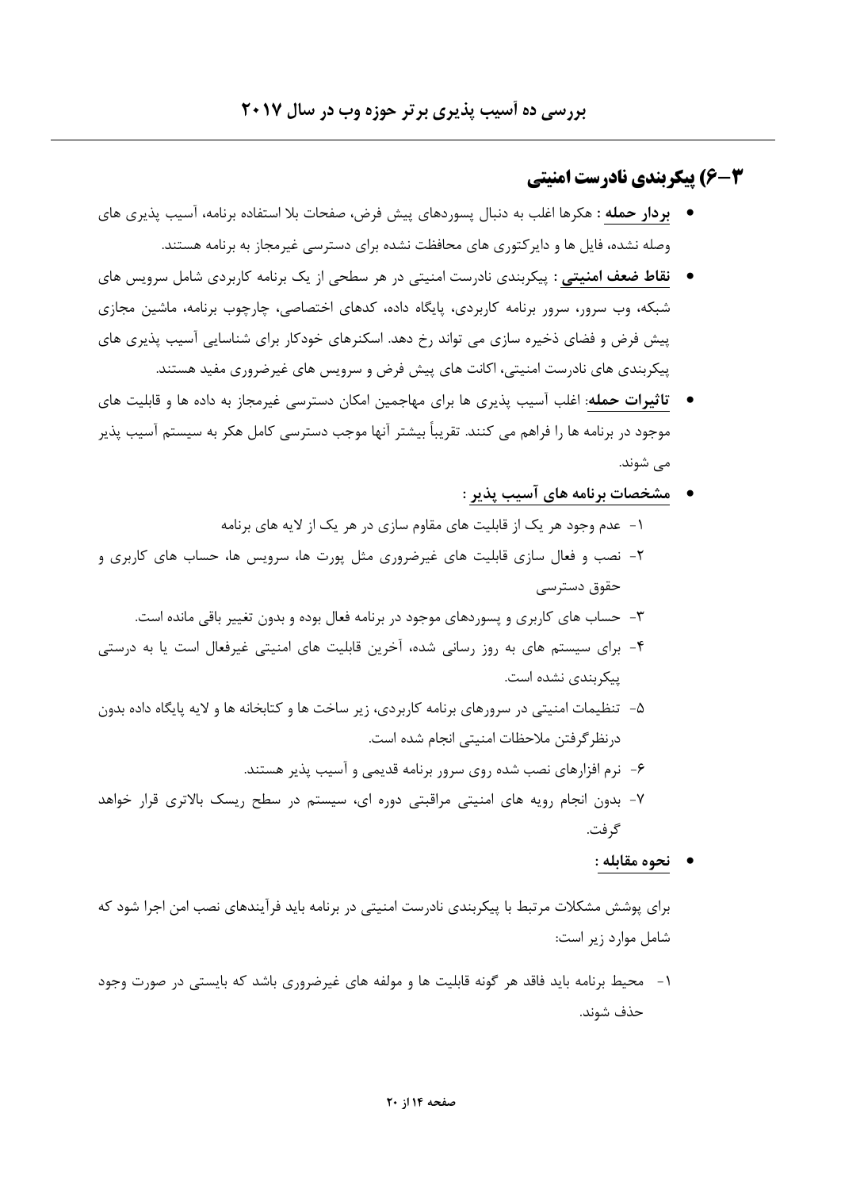## ۳-۶) پیکربندی نادرست امنیتی

- **بردار حمله** : هکرها اغلب به دنبال پسوردهای پیش فرض، صفحات بلا استفاده برنامه، آسیب پذیری های وصله نشده، فایل ها و دایرکتوری های محافظت نشده برای دسترسی غیرمجاز به برنامه هستند.
- **نقاط ضعف امنیتی** : پیکربندی نادرست امنیتی در هر سطحی از یک برنامه کاربردی شامل سرویس های شبکه، وب سرور، سرور برنامه کاربردی، پایگاه داده، کدهای اختصاصی، چارچوب برنامه، ماشین مجازی پیش فرض و فضای ذخیره سازی می تواند رخ دهد. اسکنرهای خودکار برای شناسایی آسیب پذیری های پیکربندی های نادرست امنیتی، اکانت های پیش فرض و سرویس های غیرضروری مفید هستند.
- **تاثیرات حمله**: اغلب آسیب پذیری ها برای مهاجمین امکان دسترسی غیرمجاز به داده ها و قابلیت های موجود در برنامه ها را فراهم می کنند. تقریباً بیشتر آنها موجب دسترسی کامل هکر به سیستم آسیب پذیر می شوند.
- **مشخصات برنامه های آسیب پذیر** :
  1. عدم وجود هر یک از قابلیت های مقاوم سازی در هر یک از لایه های برنامه
  2. نصب و فعال سازی قابلیت های غیرضروری مثل پورت ها، سرویس ها، حساب های کاربری و حقوق دسترسی
  3. حساب های کاربری و پسوردهای موجود در برنامه فعال بوده و بدون تغییر باقی مانده است.
  4. برای سیستم های به روز رسانی شده، آخرین قابلیت های امنیتی غیرفعال است یا به درستی پیکربندی نشده است.
  5. تنظیمات امنیتی در سرورهای برنامه کاربردی، زیر ساخت ها و کتابخانه ها و لایه پایگاه داده بدون درنظرگرفتن ملاحظات امنیتی انجام شده است.
  6. نرم افزارهای نصب شده روی سرور برنامه قدیمی و آسیب پذیر هستند.
  7. بدون انجام رویه های امنیتی مراقبتی دوره ای، سیستم در سطح ریسک بالاتری قرار خواهد گرفت.
- **نحوه مقابله** :

برای پوشش مشکلات مرتبط با پیکربندی نادرست امنیتی در برنامه باید فرآیندهای نصب امن اجرا شود که شامل موارد زیر است:

1. محیط برنامه باید فاقد هر گونه قابلیت ها و مولفه های غیرضروری باشد که بایستی در صورت وجود حذف شوند.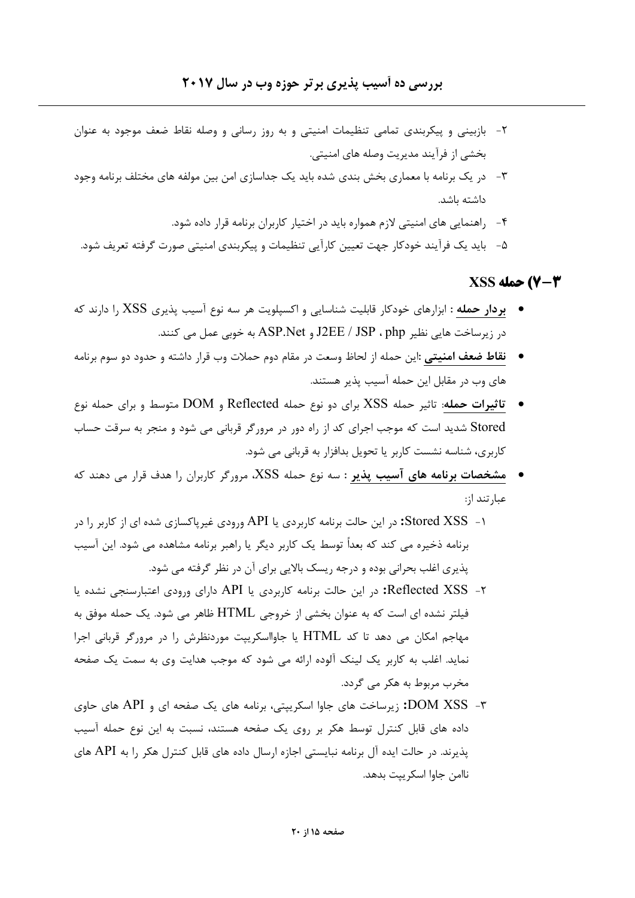۲- بازبینی و پیکربندی تمامی تنظیمات امنیتی و به روز رسانی و وصله نقاط ضعف موجود به عنوان بخشی از فرآیند مدیریت وصله های امنیتی.

۳- در یک برنامه با معماری بخش بندی شده باید یک جداسازی امن بین مولفه های مختلف برنامه وجود داشته باشد.

۴- راهنمایی های امنیتی لازم همواره باید در اختیار کاربران برنامه قرار داده شود.

۵- باید یک فرآیند خودکار جهت تعیین کارآیی تنظیمات و پیکربندی امنیتی صورت گرفته تعریف شود.

## ۳-۷) حمله XSS

- **بردار حمله** : ابزارهای خودکار قابلیت شناسایی و اکسپلویت هر سه نوع آسیب پذیری XSS را دارند که در زیرساخت هایی نظیر php ، J2EE / JSP و ASP.Net به خوبی عمل می کنند.
- **نقاط ضعف امنیتی** :این حمله از لحاظ وسعت در مقام دوم حملات وب قرار داشته و حدود دو سوم برنامه های وب در مقابل این حمله آسیب پذیر هستند.
- **تاثیرات حمله**: تاثیر حمله XSS برای دو نوع حمله Reflected و DOM متوسط و برای حمله نوع Stored شدید است که موجب اجرای کد از راه دور در مرورگر قربانی می شود و منجر به سرقت حساب کاربری، شناسه نشست کاربر یا تحویل بدافزار به قربانی می شود.
- **مشخصات برنامه های آسیب پذیر** : سه نوع حمله XSS، مرورگر کاربران را هدف قرار می دهند که عبارتند از:

۱- **Stored XSS:** در این حالت برنامه کاربردی یا API ورودی غیرپاکسازی شده ای از کاربر را در برنامه ذخیره می کند که بعداً توسط یک کاربر دیگر یا راهبر برنامه مشاهده می شود. این آسیب پذیری اغلب بحرانی بوده و درجه ریسک بالایی برای آن در نظر گرفته می شود.

۲- **Reflected XSS:** در این حالت برنامه کاربردی یا API دارای ورودی اعتبارسنجی نشده یا فیلتر نشده ای است که به عنوان بخشی از خروجی HTML ظاهر می شود. یک حمله موفق به مهاجم امکان می دهد تا کد HTML یا جاوااسکریپت موردنظرش را در مرورگر قربانی اجرا نماید. اغلب به کاربر یک لینک آلوده ارائه می شود که موجب هدایت وی به سمت یک صفحه مخرب مربوط به هکر می گردد.

۳- **DOM XSS:** زیرساخت های جاوا اسکریپتی، برنامه های یک صفحه ای و API های حاوی داده های قابل کنترل توسط هکر بر روی یک صفحه هستند، نسبت به این نوع حمله آسیب پذیرند. در حالت ایده آل برنامه نبایستی اجازه ارسال داده های قابل کنترل هکر را به API های ناامن جاوا اسکریپت بدهد.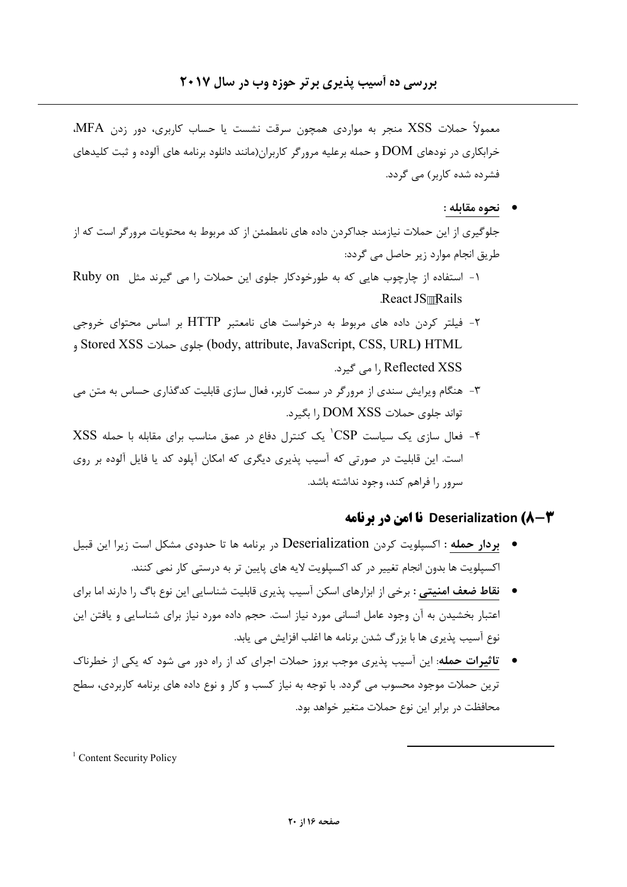معمولاً حملات XSS منجر به مواردی همچون سرقت نشست یا حساب کاربری، دور زدن MFA، خرابکاری در نودهای DOM و حمله برعلیه مرورگر کاربران(مانند دانلود برنامه های آلوده و ثبت کلیدهای فشرده شده کاربر) می گردد.

- **نحوه مقابله :**

جلوگیری از این حملات نیازمند جداکردن داده های نامطمئن از کد مربوط به محتویات مرورگر است که از طریق انجام موارد زیر حاصل می گردد:

۱- استفاده از چارچوب هایی که به طورخودکار جلوی این حملات را می گیرند مثل Ruby on Rails، React JS.

۲- فیلتر کردن داده های مربوط به درخواست های نامعتبر HTTP بر اساس محتوای خروجی HTML (body, attribute, JavaScript, CSS, URL) جلوی حملات Stored XSS و Reflected XSS را می گیرد.

۳- هنگام ویرایش سندی از مرورگر در سمت کاربر، فعال سازی قابلیت کدگذاری حساس به متن می تواند جلوی حملات DOM XSS را بگیرد.

۴- فعال سازی یک سیاست CSP[1] یک کنترل دفاع در عمق مناسب برای مقابله با حمله XSS است. این قابلیت در صورتی که آسیب پذیری دیگری که امکان آپلود کد یا فایل آلوده بر روی سرور را فراهم کند، وجود نداشته باشد.

## ۳-۸) Deserialization نا امن در برنامه

- **بردار حمله** : اکسپلویت کردن Deserialization در برنامه ها تا حدودی مشکل است زیرا این قبیل اکسپلویت ها بدون انجام تغییر در کد اکسپلویت لایه های پایین تر به درستی کار نمی کنند.
- **نقاط ضعف امنیتی** : برخی از ابزارهای اسکن آسیب پذیری قابلیت شناسایی این نوع باگ را دارند اما برای اعتبار بخشیدن به آن وجود عامل انسانی مورد نیاز است. حجم داده مورد نیاز برای شناسایی و یافتن این نوع آسیب پذیری ها با بزرگ شدن برنامه ها اغلب افزایش می یابد.
- **تاثیرات حمله**: این آسیب پذیری موجب بروز حملات اجرای کد از راه دور می شود که یکی از خطرناک ترین حملات موجود محسوب می گردد. با توجه به نیاز کسب و کار و نوع داده های برنامه کاربردی، سطح محافظت در برابر این نوع حملات متغیر خواهد بود.

[1] Content Security Policy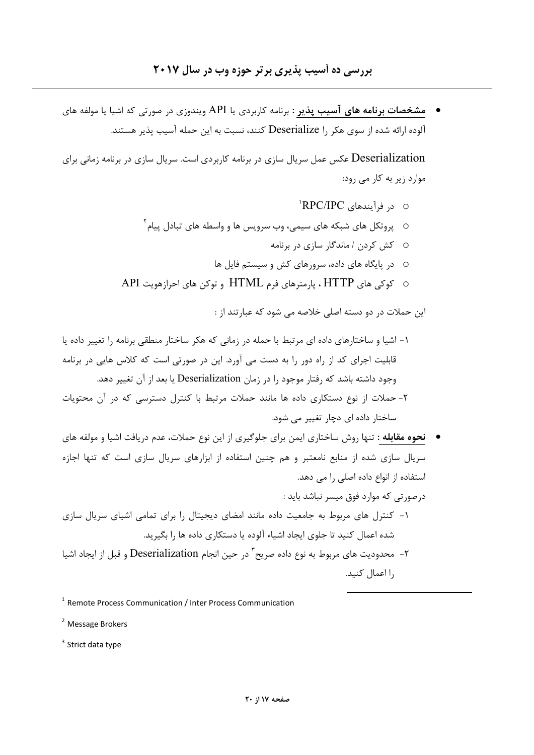- **مشخصات برنامه های آسیب پذیر :** برنامه کاربردی یا API ویندوزی در صورتی که اشیا یا مولفه های آلوده ارائه شده از سوی هکر را Deserialize کنند، نسبت به این حمله آسیب پذیر هستند.

Deserialization عکس عمل سریال سازی در برنامه کاربردی است. سریال سازی در برنامه زمانی برای موارد زیر به کار می رود:

  - در فرآیندهای RPC/IPC[1]
  - پروتکل های شبکه های سیمی، وب سرویس ها و واسطه های تبادل پیام[2]
  - کش کردن / ماندگار سازی در برنامه
  - در پایگاه های داده، سرورهای کش و سیستم فایل ها
  - کوکی های HTTP ، پارمترهای فرم HTML و توکن های احرازهویت API

این حملات در دو دسته اصلی خلاصه می شود که عبارتند از :

۱- اشیا و ساختارهای داده ای مرتبط با حمله در زمانی که هکر ساختار منطقی برنامه را تغییر داده یا قابلیت اجرای کد از راه دور را به دست می آورد. این در صورتی است که کلاس هایی در برنامه وجود داشته باشد که رفتار موجود را در زمان Deserialization یا بعد از آن تغییر دهد.

۲- حملات از نوع دستکاری داده ها مانند حملات مرتبط با کنترل دسترسی که در آن محتویات ساختار داده ای دچار تغییر می شود.

- **نحوه مقابله :** تنها روش ساختاری ایمن برای جلوگیری از این نوع حملات، عدم دریافت اشیا و مولفه های سریال سازی شده از منابع نامعتبر و هم چنین استفاده از ابزارهای سریال سازی است که تنها اجازه استفاده از انواع داده اصلی را می دهد.

درصورتی که موارد فوق میسر نباشد باید :

۱- کنترل های مربوط به جامعیت داده مانند امضای دیجیتال را برای تمامی اشیای سریال سازی شده اعمال کنید تا جلوی ایجاد اشیاء آلوده یا دستکاری داده ها را بگیرید.

۲- محدودیت های مربوط به نوع داده صریح[3] در حین انجام Deserialization و قبل از ایجاد اشیا را اعمال کنید.

---

[1] Remote Process Communication / Inter Process Communication

[2] Message Brokers

[3] Strict data type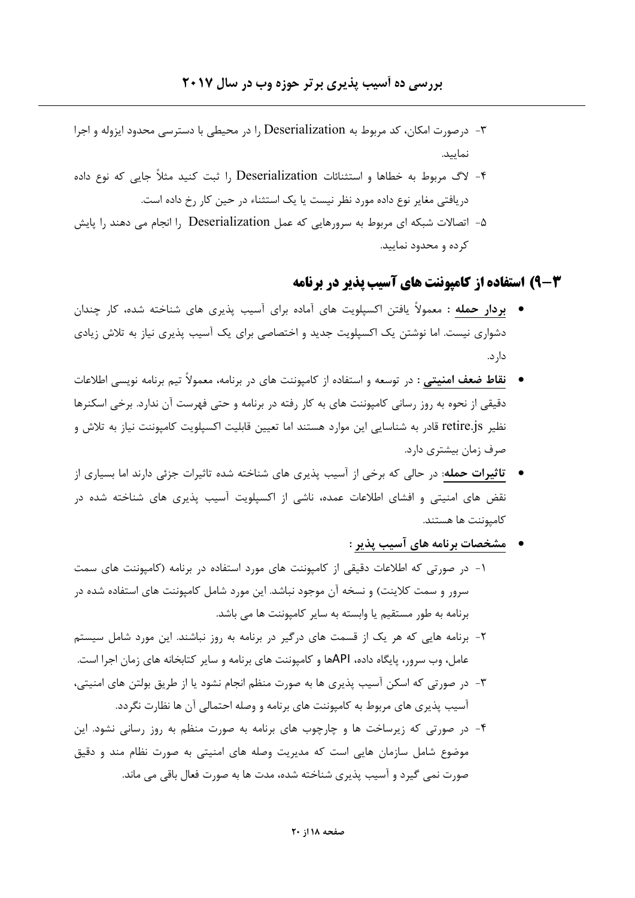۳- درصورت امکان، کد مربوط به Deserialization را در محیطی با دسترسی محدود ایزوله و اجرا نمایید.

۴- لاگ مربوط به خطاها و استثنائات Deserialization را ثبت کنید مثلاً جایی که نوع داده دریافتی مغایر نوع داده مورد نظر نیست یا یک استثناء در حین کار رخ داده است.

۵- اتصالات شبکه ای مربوط به سرورهایی که عمل Deserialization را انجام می دهند را پایش کرده و محدود نمایید.

## ۳–۹) استفاده از کامپوننت های آسیب پذیر در برنامه

- **بردار حمله** : معمولاً یافتن اکسپلویت های آماده برای آسیب پذیری های شناخته شده، کار چندان دشواری نیست. اما نوشتن یک اکسپلویت جدید و اختصاصی برای یک آسیب پذیری نیاز به تلاش زیادی دارد.
- **نقاط ضعف امنیتی** : در توسعه و استفاده از کامپوننت های در برنامه، معمولاً تیم برنامه نویسی اطلاعات دقیقی از نحوه به روز رسانی کامپوننت های به کار رفته در برنامه و حتی فهرست آن ندارد. برخی اسکنرها نظیر retire.js قادر به شناسایی این موارد هستند اما تعیین قابلیت اکسپلویت کامپوننت نیاز به تلاش و صرف زمان بیشتری دارد.
- **تاثیرات حمله**: در حالی که برخی از آسیب پذیری های شناخته شده تاثیرات جزئی دارند اما بسیاری از نقض های امنیتی و افشای اطلاعات عمده، ناشی از اکسپلویت آسیب پذیری های شناخته شده در کامپوننت ها هستند.
- **مشخصات برنامه های آسیب پذیر** :

۱- در صورتی که اطلاعات دقیقی از کامپوننت های مورد استفاده در برنامه (کامپوننت های سمت سرور و سمت کلاینت) و نسخه آن موجود نباشد. این مورد شامل کامپوننت های استفاده شده در برنامه به طور مستقیم یا وابسته به سایر کامپوننت ها می باشد.

۲- برنامه هایی که هر یک از قسمت های درگیر در برنامه به روز نباشند. این مورد شامل سیستم عامل، وب سرور، پایگاه داده، APIها و کامپوننت های برنامه و سایر کتابخانه های زمان اجرا است.

۳- در صورتی که اسکن آسیب پذیری ها به صورت منظم انجام نشود یا از طریق بولتن های امنیتی، آسیب پذیری های مربوط به کامپوننت های برنامه و وصله احتمالی آن ها نظارت نگردد.

۴- در صورتی که زیرساخت ها و چارچوب های برنامه به صورت منظم به روز رسانی نشود. این موضوع شامل سازمان هایی است که مدیریت وصله های امنیتی به صورت نظام مند و دقیق صورت نمی گیرد و آسیب پذیری شناخته شده، مدت ها به صورت فعال باقی می ماند.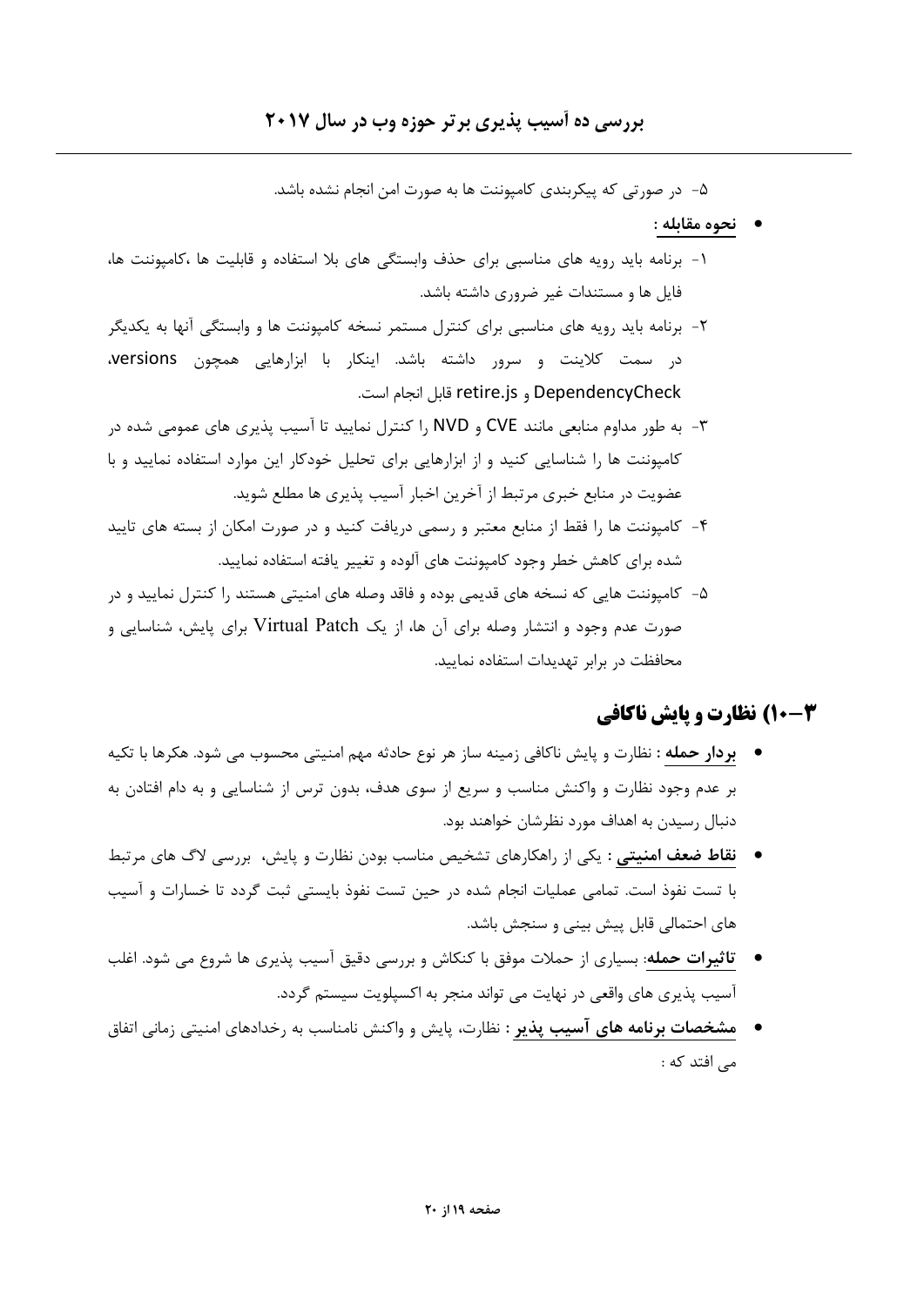۵- در صورتی که پیکربندی کامپوننت ها به صورت امن انجام نشده باشد.

- **نحوه مقابله :**

۱- برنامه باید رویه های مناسبی برای حذف وابستگی های بلا استفاده و قابلیت ها ،کامپوننت ها، فایل ها و مستندات غیر ضروری داشته باشد.

۲- برنامه باید رویه های مناسبی برای کنترل مستمر نسخه کامپوننت ها و وابستگی آنها به یکدیگر در سمت کلاینت و سرور داشته باشد. اینکار با ابزارهایی همچون versions، DependencyCheck و retire.js قابل انجام است.

۳- به طور مداوم منابعی مانند CVE و NVD را کنترل نمایید تا آسیب پذیری های عمومی شده در کامپوننت ها را شناسایی کنید و از ابزارهایی برای تحلیل خودکار این موارد استفاده نمایید و با عضویت در منابع خبری مرتبط از آخرین اخبار آسیب پذیری ها مطلع شوید.

۴- کامپوننت ها را فقط از منابع معتبر و رسمی دریافت کنید و در صورت امکان از بسته های تایید شده برای کاهش خطر وجود کامپوننت های آلوده و تغییر یافته استفاده نمایید.

۵- کامپوننت هایی که نسخه های قدیمی بوده و فاقد وصله های امنیتی هستند را کنترل نمایید و در صورت عدم وجود و انتشار وصله برای آن ها، از یک Virtual Patch برای پایش، شناسایی و محافظت در برابر تهدیدات استفاده نمایید.

## ۳–۱۰) نظارت و پایش ناکافی

- **بردار حمله :** نظارت و پایش ناکافی زمینه ساز هر نوع حادثه مهم امنیتی محسوب می شود. هکرها با تکیه بر عدم وجود نظارت و واکنش مناسب و سریع از سوی هدف، بدون ترس از شناسایی و به دام افتادن به دنبال رسیدن به اهداف مورد نظرشان خواهند بود.
- **نقاط ضعف امنیتی :** یکی از راهکارهای تشخیص مناسب بودن نظارت و پایش، بررسی لاگ های مرتبط با تست نفوذ است. تمامی عملیات انجام شده در حین تست نفوذ بایستی ثبت گردد تا خسارات و آسیب های احتمالی قابل پیش بینی و سنجش باشد.
- **تاثیرات حمله:** بسیاری از حملات موفق با کنکاش و بررسی دقیق آسیب پذیری ها شروع می شود. اغلب آسیب پذیری های واقعی در نهایت می تواند منجر به اکسپلویت سیستم گردد.
- **مشخصات برنامه های آسیب پذیر :** نظارت، پایش و واکنش نامناسب به رخدادهای امنیتی زمانی اتفاق می افتد که :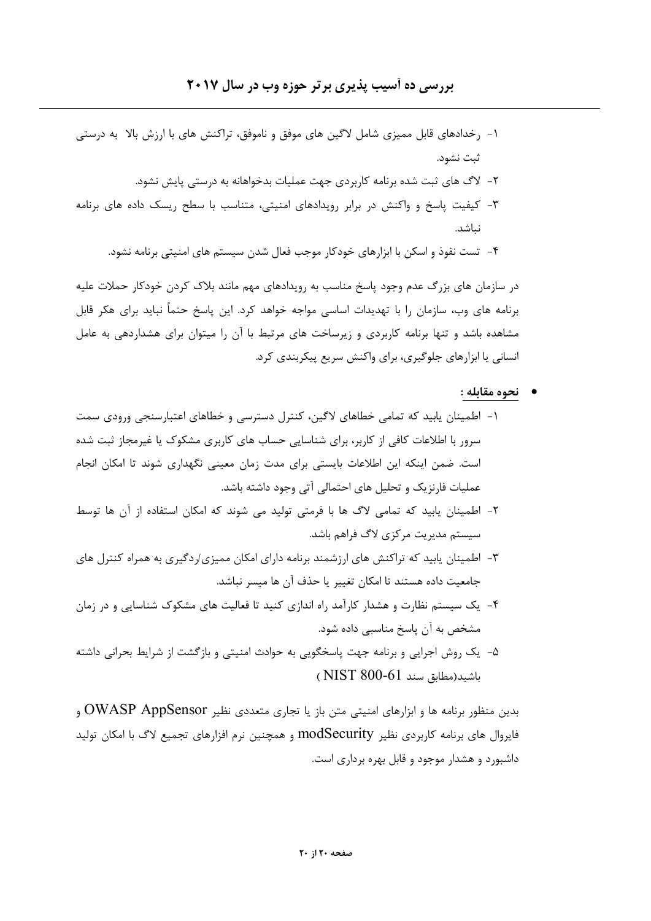۱- رخدادهای قابل ممیزی شامل لاگین های موفق و ناموفق، تراکنش های با ارزش بالا به درستی ثبت نشود.

۲- لاگ های ثبت شده برنامه کاربردی جهت عملیات بدخواهانه به درستی پایش نشود.

۳- کیفیت پاسخ و واکنش در برابر رویدادهای امنیتی، متناسب با سطح ریسک داده های برنامه نباشد.

۴- تست نفوذ و اسکن با ابزارهای خودکار موجب فعال شدن سیستم های امنیتی برنامه نشود.

در سازمان های بزرگ عدم وجود پاسخ مناسب به رویدادهای مهم مانند بلاک کردن خودکار حملات علیه برنامه های وب، سازمان را با تهدیدات اساسی مواجه خواهد کرد. این پاسخ حتماً نباید برای هکر قابل مشاهده باشد و تنها برنامه کاربردی و زیرساخت های مرتبط با آن را میتوان برای هشداردهی به عامل انسانی یا ابزارهای جلوگیری، برای واکنش سریع پیکربندی کرد.

- **نحوه مقابله :**

۱- اطمینان یابید که تمامی خطاهای لاگین، کنترل دسترسی و خطاهای اعتبارسنجی ورودی سمت سرور با اطلاعات کافی از کاربر، برای شناسایی حساب های کاربری مشکوک یا غیرمجاز ثبت شده است. ضمن اینکه این اطلاعات بایستی برای مدت زمان معینی نگهداری شوند تا امکان انجام عملیات فارنزیک و تحلیل های احتمالی آتی وجود داشته باشد.

۲- اطمینان یابید که تمامی لاگ ها با فرمتی تولید می شوند که امکان استفاده از آن ها توسط سیستم مدیریت مرکزی لاگ فراهم باشد.

۳- اطمینان یابید که تراکنش های ارزشمند برنامه دارای امکان ممیزی/ردگیری به همراه کنترل های جامعیت داده هستند تا امکان تغییر یا حذف آن ها میسر نباشد.

۴- یک سیستم نظارت و هشدار کارآمد راه اندازی کنید تا فعالیت های مشکوک شناسایی و در زمان مشخص به آن پاسخ مناسبی داده شود.

۵- یک روش اجرایی و برنامه جهت پاسخگویی به حوادث امنیتی و بازگشت از شرایط بحرانی داشته باشید(مطابق سند NIST 800-61 )

بدین منظور برنامه ها و ابزارهای امنیتی متن باز یا تجاری متعددی نظیر OWASP AppSensor و فایروال های برنامه کاربردی نظیر modSecurity و همچنین نرم افزارهای تجمیع لاگ با امکان تولید داشبورد و هشدار موجود و قابل بهره برداری است.